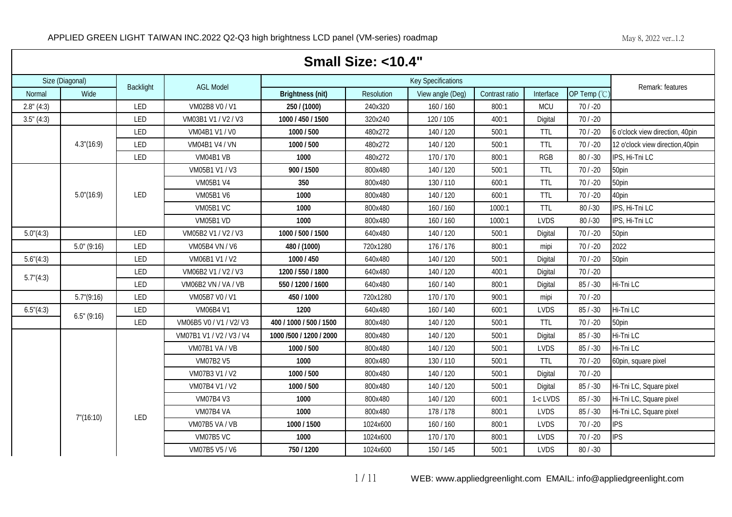APPLIED GREEN LIGHT TAIWAN INC.2022 Q2-Q3 high brightness LCD panel (VM-series) roadmap

May 8, 2022 ver..1.2

## Small Size: <10.4"

| Size (Diagonal) | | Backlight | AGL Model | Key Specifications | | | | | | Remark: features |
|---|---|---|---|---|---|---|---|---|---|---|
| Normal | Wide | | | **Brightness (nit)** | Resolution | View angle (Deg) | Contrast ratio | Interface | OP Temp (℃) | |
| 2.8" (4:3) | | LED | VM02B8 V0 / V1 | **250 / (1000)** | 240x320 | 160 / 160 | 800:1 | MCU | 70 / -20 | |
| 3.5" (4:3) | | LED | VM03B1 V1 / V2 / V3 | **1000 / 450 / 1500** | 320x240 | 120 / 105 | 400:1 | Digital | 70 / -20 | |
| | 4.3"(16:9) | LED | VM04B1 V1 / V0 | **1000 / 500** | 480x272 | 140 / 120 | 500:1 | TTL | 70 / -20 | 6 o'clock view direction, 40pin |
| | | LED | VM04B1 V4 / VN | **1000 / 500** | 480x272 | 140 / 120 | 500:1 | TTL | 70 / -20 | 12 o'clock view direction,40pin |
| | | LED | VM04B1 VB | **1000** | 480x272 | 170 / 170 | 800:1 | RGB | 80 / -30 | IPS, Hi-Tni LC |
| | 5.0"(16:9) | LED | VM05B1 V1 / V3 | **900 / 1500** | 800x480 | 140 / 120 | 500:1 | TTL | 70 / -20 | 50pin |
| | | | VM05B1 V4 | **350** | 800x480 | 130 / 110 | 600:1 | TTL | 70 / -20 | 50pin |
| | | | VM05B1 V6 | **1000** | 800x480 | 140 / 120 | 600:1 | TTL | 70 / -20 | 40pin |
| | | | VM05B1 VC | **1000** | 800x480 | 160 / 160 | 1000:1 | TTL | 80 /-30 | IPS, Hi-Tni LC |
| | | | VM05B1 VD | **1000** | 800x480 | 160 / 160 | 1000:1 | LVDS | 80 /-30 | IPS, Hi-Tni LC |
| 5.0"(4:3) | | LED | VM05B2 V1 / V2 / V3 | **1000 / 500 / 1500** | 640x480 | 140 / 120 | 500:1 | Digital | 70 / -20 | 50pin |
| | 5.0" (9:16) | LED | VM05B4 VN / V6 | **480 / (1000)** | 720x1280 | 176 / 176 | 800:1 | mipi | 70 / -20 | 2022 |
| 5.6"(4:3) | | LED | VM06B1 V1 / V2 | **1000 / 450** | 640x480 | 140 / 120 | 500:1 | Digital | 70 / -20 | 50pin |
| 5.7"(4:3) | | LED | VM06B2 V1 / V2 / V3 | **1200 / 550 / 1800** | 640x480 | 140 / 120 | 400:1 | Digital | 70 / -20 | |
| | | LED | VM06B2 VN / VA / VB | **550 / 1200 / 1600** | 640x480 | 160 / 140 | 800:1 | Digital | 85 / -30 | Hi-Tni LC |
| | 5.7"(9:16) | LED | VM05B7 V0 / V1 | **450 / 1000** | 720x1280 | 170 / 170 | 900:1 | mipi | 70 / -20 | |
| 6.5"(4:3) | 6.5" (9:16) | LED | VM06B4 V1 | **1200** | 640x480 | 160 / 140 | 600:1 | LVDS | 85 / -30 | Hi-Tni LC |
| | | LED | VM06B5 V0 / V1 / V2/ V3 | **400 / 1000 / 500 / 1500** | 800x480 | 140 / 120 | 500:1 | TTL | 70 / -20 | 50pin |
| | 7"(16:10) | LED | VM07B1 V1 / V2 / V3 / V4 | **1000 /500 / 1200 / 2000** | 800x480 | 140 / 120 | 500:1 | Digital | 85 / -30 | Hi-Tni LC |
| | | | VM07B1 VA / VB | **1000 / 500** | 800x480 | 140 / 120 | 500:1 | LVDS | 85 / -30 | Hi-Tni LC |
| | | | VM07B2 V5 | **1000** | 800x480 | 130 / 110 | 500:1 | TTL | 70 / -20 | 60pin, square pixel |
| | | | VM07B3 V1 / V2 | **1000 / 500** | 800x480 | 140 / 120 | 500:1 | Digital | 70 / -20 | |
| | | | VM07B4 V1 / V2 | **1000 / 500** | 800x480 | 140 / 120 | 500:1 | Digital | 85 / -30 | Hi-Tni LC, Square pixel |
| | | | VM07B4 V3 | **1000** | 800x480 | 140 / 120 | 600:1 | 1-c LVDS | 85 / -30 | Hi-Tni LC, Square pixel |
| | | | VM07B4 VA | **1000** | 800x480 | 178 / 178 | 800:1 | LVDS | 85 / -30 | Hi-Tni LC, Square pixel |
| | | | VM07B5 VA / VB | **1000 / 1500** | 1024x600 | 160 / 160 | 800:1 | LVDS | 70 / -20 | IPS |
| | | | VM07B5 VC | **1000** | 1024x600 | 170 / 170 | 800:1 | LVDS | 70 / -20 | IPS |
| | | | VM07B5 V5 / V6 | **750 / 1200** | 1024x600 | 150 / 145 | 500:1 | LVDS | 80 / -30 | |

WEB: www.appliedgreenlight.com EMAIL: info@appliedgreenlight.com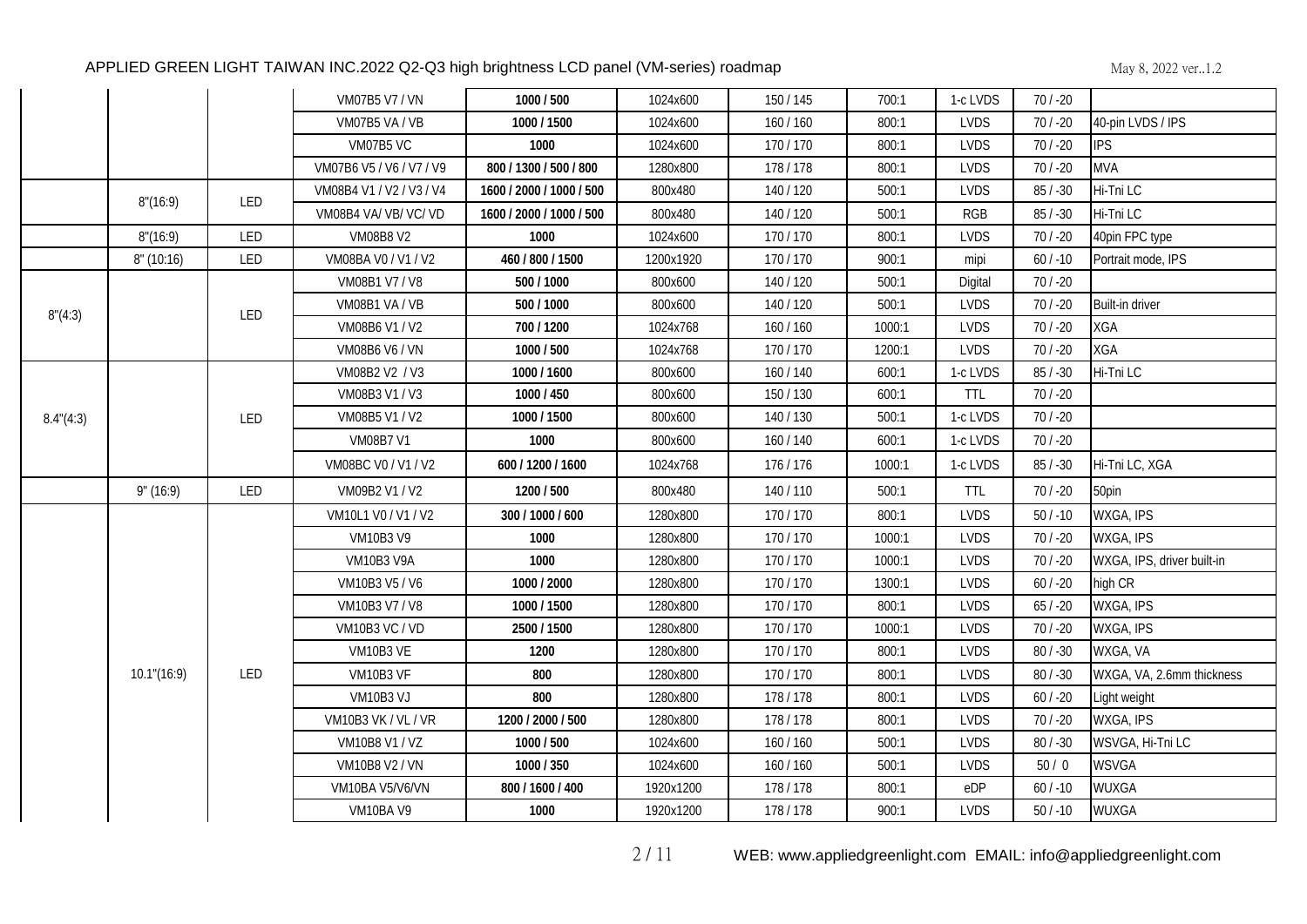| | | | VM07B5 V7 / VN | **1000 / 500** | 1024x600 | 150 / 145 | 700:1 | 1-c LVDS | 70 / -20 | |
|---|---|---|---|---|---|---|---|---|---|---|
| | | | VM07B5 VA / VB | **1000 / 1500** | 1024x600 | 160 / 160 | 800:1 | LVDS | 70 / -20 | 40-pin LVDS / IPS |
| | | | VM07B5 VC | **1000** | 1024x600 | 170 / 170 | 800:1 | LVDS | 70 / -20 | IPS |
| | | | VM07B6 V5 / V6 / V7 / V9 | **800 / 1300 / 500 / 800** | 1280x800 | 178 / 178 | 800:1 | LVDS | 70 / -20 | MVA |
| | 8"(16:9) | LED | VM08B4 V1 / V2 / V3 / V4 | **1600 / 2000 / 1000 / 500** | 800x480 | 140 / 120 | 500:1 | LVDS | 85 / -30 | Hi-Tni LC |
| | | | VM08B4 VA/ VB/ VC/ VD | **1600 / 2000 / 1000 / 500** | 800x480 | 140 / 120 | 500:1 | RGB | 85 / -30 | Hi-Tni LC |
| | 8"(16:9) | LED | VM08B8 V2 | **1000** | 1024x600 | 170 / 170 | 800:1 | LVDS | 70 / -20 | 40pin FPC type |
| | 8" (10:16) | LED | VM08BA V0 / V1 / V2 | **460 / 800 / 1500** | 1200x1920 | 170 / 170 | 900:1 | mipi | 60 / -10 | Portrait mode, IPS |
| 8"(4:3) | | LED | VM08B1 V7 / V8 | **500 / 1000** | 800x600 | 140 / 120 | 500:1 | Digital | 70 / -20 | |
| | | | VM08B1 VA / VB | **500 / 1000** | 800x600 | 140 / 120 | 500:1 | LVDS | 70 / -20 | Built-in driver |
| | | | VM08B6 V1 / V2 | **700 / 1200** | 1024x768 | 160 / 160 | 1000:1 | LVDS | 70 / -20 | XGA |
| | | | VM08B6 V6 / VN | **1000 / 500** | 1024x768 | 170 / 170 | 1200:1 | LVDS | 70 / -20 | XGA |
| 8.4"(4:3) | | LED | VM08B2 V2 / V3 | **1000 / 1600** | 800x600 | 160 / 140 | 600:1 | 1-c LVDS | 85 / -30 | Hi-Tni LC |
| | | | VM08B3 V1 / V3 | **1000 / 450** | 800x600 | 150 / 130 | 600:1 | TTL | 70 / -20 | |
| | | | VM08B5 V1 / V2 | **1000 / 1500** | 800x600 | 140 / 130 | 500:1 | 1-c LVDS | 70 / -20 | |
| | | | VM08B7 V1 | **1000** | 800x600 | 160 / 140 | 600:1 | 1-c LVDS | 70 / -20 | |
| | | | VM08BC V0 / V1 / V2 | **600 / 1200 / 1600** | 1024x768 | 176 / 176 | 1000:1 | 1-c LVDS | 85 / -30 | Hi-Tni LC, XGA |
| | 9" (16:9) | LED | VM09B2 V1 / V2 | **1200 / 500** | 800x480 | 140 / 110 | 500:1 | TTL | 70 / -20 | 50pin |
| | 10.1"(16:9) | LED | VM10L1 V0 / V1 / V2 | **300 / 1000 / 600** | 1280x800 | 170 / 170 | 800:1 | LVDS | 50 / -10 | WXGA, IPS |
| | | | VM10B3 V9 | **1000** | 1280x800 | 170 / 170 | 1000:1 | LVDS | 70 / -20 | WXGA, IPS |
| | | | VM10B3 V9A | **1000** | 1280x800 | 170 / 170 | 1000:1 | LVDS | 70 / -20 | WXGA, IPS, driver built-in |
| | | | VM10B3 V5 / V6 | **1000 / 2000** | 1280x800 | 170 / 170 | 1300:1 | LVDS | 60 / -20 | high CR |
| | | | VM10B3 V7 / V8 | **1000 / 1500** | 1280x800 | 170 / 170 | 800:1 | LVDS | 65 / -20 | WXGA, IPS |
| | | | VM10B3 VC / VD | **2500 / 1500** | 1280x800 | 170 / 170 | 1000:1 | LVDS | 70 / -20 | WXGA, IPS |
| | | | VM10B3 VE | **1200** | 1280x800 | 170 / 170 | 800:1 | LVDS | 80 / -30 | WXGA, VA |
| | | | VM10B3 VF | **800** | 1280x800 | 170 / 170 | 800:1 | LVDS | 80 / -30 | WXGA, VA, 2.6mm thickness |
| | | | VM10B3 VJ | **800** | 1280x800 | 178 / 178 | 800:1 | LVDS | 60 / -20 | Light weight |
| | | | VM10B3 VK / VL / VR | **1200 / 2000 / 500** | 1280x800 | 178 / 178 | 800:1 | LVDS | 70 / -20 | WXGA, IPS |
| | | | VM10B8 V1 / VZ | **1000 / 500** | 1024x600 | 160 / 160 | 500:1 | LVDS | 80 / -30 | WSVGA, Hi-Tni LC |
| | | | VM10B8 V2 / VN | **1000 / 350** | 1024x600 | 160 / 160 | 500:1 | LVDS | 50 / 0 | WSVGA |
| | | | VM10BA V5/V6/VN | **800 / 1600 / 400** | 1920x1200 | 178 / 178 | 800:1 | eDP | 60 / -10 | WUXGA |
| | | | VM10BA V9 | **1000** | 1920x1200 | 178 / 178 | 900:1 | LVDS | 50 / -10 | WUXGA |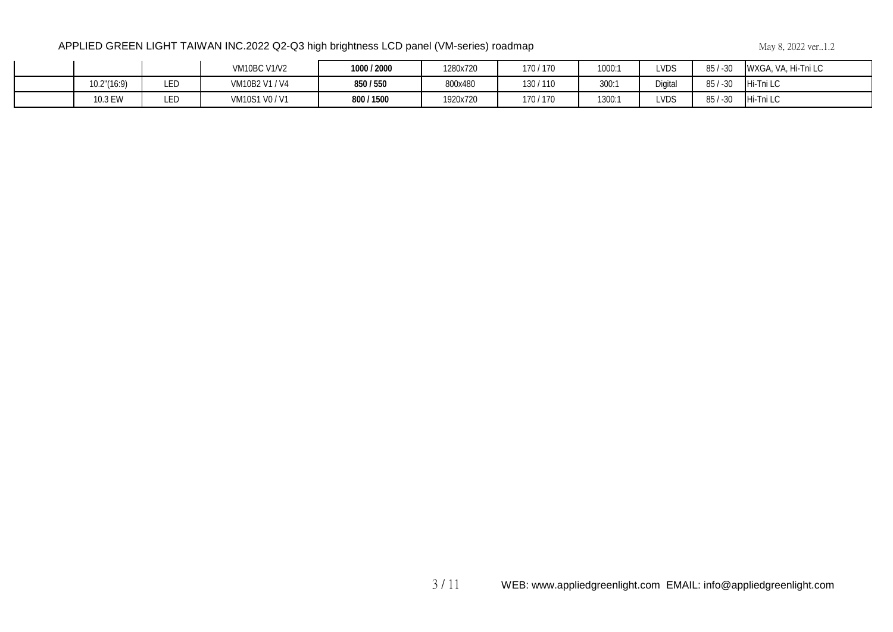| | | | | | | | | | | |
|---|---|---|---|---|---|---|---|---|---|---|
| | | | VM10BC V1/V2 | **1000 / 2000** | 1280x720 | 170 / 170 | 1000:1 | LVDS | 85 / -30 | WXGA, VA, Hi-Tni LC |
| | 10.2"(16:9) | LED | VM10B2 V1 / V4 | **850 / 550** | 800x480 | 130 / 110 | 300:1 | Digital | 85 / -30 | Hi-Tni LC |
| | 10.3 EW | LED | VM10S1 V0 / V1 | **800 / 1500** | 1920x720 | 170 / 170 | 1300:1 | LVDS | 85 / -30 | Hi-Tni LC |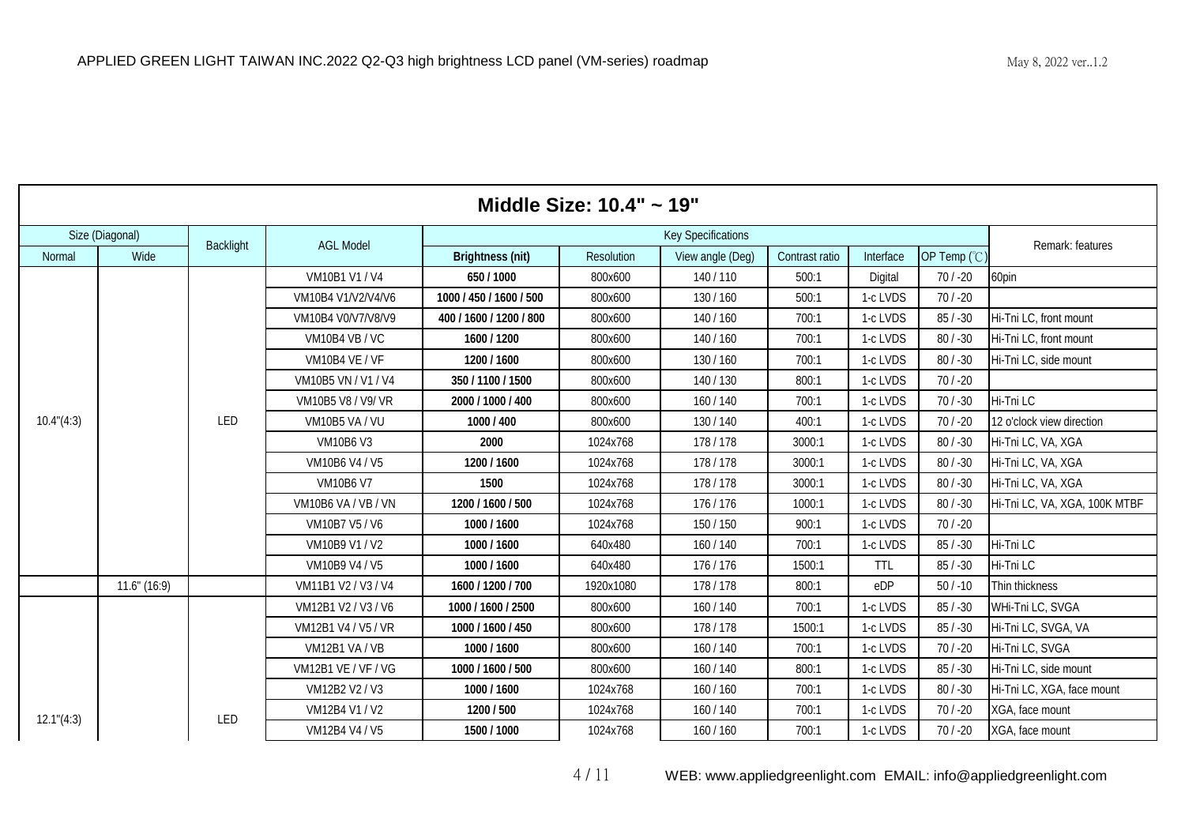APPLIED GREEN LIGHT TAIWAN INC.2022 Q2-Q3 high brightness LCD panel (VM-series) roadmap

May 8, 2022 ver..1.2

## Middle Size: 10.4" ~ 19"

| Size (Diagonal) | | Backlight | AGL Model | Key Specifications | | | | | | Remark: features |
|---|---|---|---|---|---|---|---|---|---|---|
| Normal | Wide | | | **Brightness (nit)** | Resolution | View angle (Deg) | Contrast ratio | Interface | OP Temp (℃) | |
| 10.4"(4:3) | | LED | VM10B1 V1 / V4 | **650 / 1000** | 800x600 | 140 / 110 | 500:1 | Digital | 70 / -20 | 60pin |
| | | | VM10B4 V1/V2/V4/V6 | **1000 / 450 / 1600 / 500** | 800x600 | 130 / 160 | 500:1 | 1-c LVDS | 70 / -20 | |
| | | | VM10B4 V0/V7/V8/V9 | **400 / 1600 / 1200 / 800** | 800x600 | 140 / 160 | 700:1 | 1-c LVDS | 85 / -30 | Hi-Tni LC, front mount |
| | | | VM10B4 VB / VC | **1600 / 1200** | 800x600 | 140 / 160 | 700:1 | 1-c LVDS | 80 / -30 | Hi-Tni LC, front mount |
| | | | VM10B4 VE / VF | **1200 / 1600** | 800x600 | 130 / 160 | 700:1 | 1-c LVDS | 80 / -30 | Hi-Tni LC, side mount |
| | | | VM10B5 VN / V1 / V4 | **350 / 1100 / 1500** | 800x600 | 140 / 130 | 800:1 | 1-c LVDS | 70 / -20 | |
| | | | VM10B5 V8 / V9/ VR | **2000 / 1000 / 400** | 800x600 | 160 / 140 | 700:1 | 1-c LVDS | 70 / -30 | Hi-Tni LC |
| | | | VM10B5 VA / VU | **1000 / 400** | 800x600 | 130 / 140 | 400:1 | 1-c LVDS | 70 / -20 | 12 o'clock view direction |
| | | | VM10B6 V3 | **2000** | 1024x768 | 178 / 178 | 3000:1 | 1-c LVDS | 80 / -30 | Hi-Tni LC, VA, XGA |
| | | | VM10B6 V4 / V5 | **1200 / 1600** | 1024x768 | 178 / 178 | 3000:1 | 1-c LVDS | 80 / -30 | Hi-Tni LC, VA, XGA |
| | | | VM10B6 V7 | **1500** | 1024x768 | 178 / 178 | 3000:1 | 1-c LVDS | 80 / -30 | Hi-Tni LC, VA, XGA |
| | | | VM10B6 VA / VB / VN | **1200 / 1600 / 500** | 1024x768 | 176 / 176 | 1000:1 | 1-c LVDS | 80 / -30 | Hi-Tni LC, VA, XGA, 100K MTBF |
| | | | VM10B7 V5 / V6 | **1000 / 1600** | 1024x768 | 150 / 150 | 900:1 | 1-c LVDS | 70 / -20 | |
| | | | VM10B9 V1 / V2 | **1000 / 1600** | 640x480 | 160 / 140 | 700:1 | 1-c LVDS | 85 / -30 | Hi-Tni LC |
| | | | VM10B9 V4 / V5 | **1000 / 1600** | 640x480 | 176 / 176 | 1500:1 | TTL | 85 / -30 | Hi-Tni LC |
| | 11.6" (16:9) | | VM11B1 V2 / V3 / V4 | **1600 / 1200 / 700** | 1920x1080 | 178 / 178 | 800:1 | eDP | 50 / -10 | Thin thickness |
| 12.1"(4:3) | | LED | VM12B1 V2 / V3 / V6 | **1000 / 1600 / 2500** | 800x600 | 160 / 140 | 700:1 | 1-c LVDS | 85 / -30 | WHi-Tni LC, SVGA |
| | | | VM12B1 V4 / V5 / VR | **1000 / 1600 / 450** | 800x600 | 178 / 178 | 1500:1 | 1-c LVDS | 85 / -30 | Hi-Tni LC, SVGA, VA |
| | | | VM12B1 VA / VB | **1000 / 1600** | 800x600 | 160 / 140 | 700:1 | 1-c LVDS | 70 / -20 | Hi-Tni LC, SVGA |
| | | | VM12B1 VE / VF / VG | **1000 / 1600 / 500** | 800x600 | 160 / 140 | 800:1 | 1-c LVDS | 85 / -30 | Hi-Tni LC, side mount |
| | | | VM12B2 V2 / V3 | **1000 / 1600** | 1024x768 | 160 / 160 | 700:1 | 1-c LVDS | 80 / -30 | Hi-Tni LC, XGA, face mount |
| | | | VM12B4 V1 / V2 | **1200 / 500** | 1024x768 | 160 / 140 | 700:1 | 1-c LVDS | 70 / -20 | XGA, face mount |
| | | | VM12B4 V4 / V5 | **1500 / 1000** | 1024x768 | 160 / 160 | 700:1 | 1-c LVDS | 70 / -20 | XGA, face mount |

WEB: www.appliedgreenlight.com EMAIL: info@appliedgreenlight.com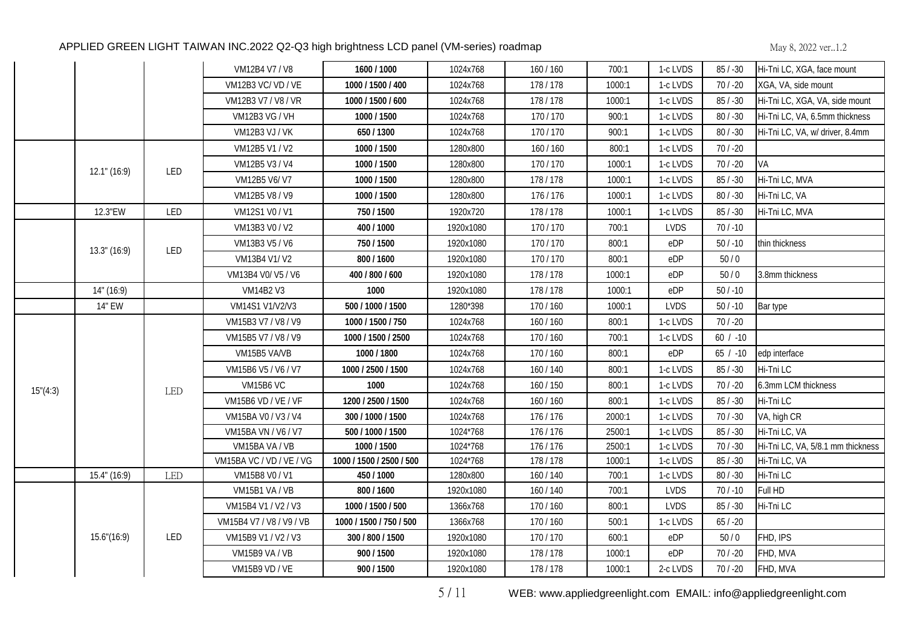APPLIED GREEN LIGHT TAIWAN INC.2022 Q2-Q3 high brightness LCD panel (VM-series) roadmap

May 8, 2022 ver..1.2

| | | | | | | | | | | |
|---|---|---|---|---|---|---|---|---|---|---|
| | | | VM12B4 V7 / V8 | **1600 / 1000** | 1024x768 | 160 / 160 | 700:1 | 1-c LVDS | 85 / -30 | Hi-Tni LC, XGA, face mount |
| | | | VM12B3 VC/ VD / VE | **1000 / 1500 / 400** | 1024x768 | 178 / 178 | 1000:1 | 1-c LVDS | 70 / -20 | XGA, VA, side mount |
| | | | VM12B3 V7 / V8 / VR | **1000 / 1500 / 600** | 1024x768 | 178 / 178 | 1000:1 | 1-c LVDS | 85 / -30 | Hi-Tni LC, XGA, VA, side mount |
| | | | VM12B3 VG / VH | **1000 / 1500** | 1024x768 | 170 / 170 | 900:1 | 1-c LVDS | 80 / -30 | Hi-Tni LC, VA, 6.5mm thickness |
| | | | VM12B3 VJ / VK | **650 / 1300** | 1024x768 | 170 / 170 | 900:1 | 1-c LVDS | 80 / -30 | Hi-Tni LC, VA, w/ driver, 8.4mm |
| | 12.1" (16:9) | LED | VM12B5 V1 / V2 | **1000 / 1500** | 1280x800 | 160 / 160 | 800:1 | 1-c LVDS | 70 / -20 | |
| | | | VM12B5 V3 / V4 | **1000 / 1500** | 1280x800 | 170 / 170 | 1000:1 | 1-c LVDS | 70 / -20 | VA |
| | | | VM12B5 V6/ V7 | **1000 / 1500** | 1280x800 | 178 / 178 | 1000:1 | 1-c LVDS | 85 / -30 | Hi-Tni LC, MVA |
| | | | VM12B5 V8 / V9 | **1000 / 1500** | 1280x800 | 176 / 176 | 1000:1 | 1-c LVDS | 80 / -30 | Hi-Tni LC, VA |
| | 12.3"EW | LED | VM12S1 V0 / V1 | **750 / 1500** | 1920x720 | 178 / 178 | 1000:1 | 1-c LVDS | 85 / -30 | Hi-Tni LC, MVA |
| | 13.3" (16:9) | LED | VM13B3 V0 / V2 | **400 / 1000** | 1920x1080 | 170 / 170 | 700:1 | LVDS | 70 / -10 | |
| | | | VM13B3 V5 / V6 | **750 / 1500** | 1920x1080 | 170 / 170 | 800:1 | eDP | 50 / -10 | thin thickness |
| | | | VM13B4 V1/ V2 | **800 / 1600** | 1920x1080 | 170 / 170 | 800:1 | eDP | 50 / 0 | |
| | | | VM13B4 V0/ V5 / V6 | **400 / 800 / 600** | 1920x1080 | 178 / 178 | 1000:1 | eDP | 50 / 0 | 3.8mm thickness |
| | 14" (16:9) | | VM14B2 V3 | **1000** | 1920x1080 | 178 / 178 | 1000:1 | eDP | 50 / -10 | |
| | 14" EW | | VM14S1 V1/V2/V3 | **500 / 1000 / 1500** | 1280*398 | 170 / 160 | 1000:1 | LVDS | 50 / -10 | Bar type |
| 15"(4:3) | | LED | VM15B3 V7 / V8 / V9 | **1000 / 1500 / 750** | 1024x768 | 160 / 160 | 800:1 | 1-c LVDS | 70 / -20 | |
| | | | VM15B5 V7 / V8 / V9 | **1000 / 1500 / 2500** | 1024x768 | 170 / 160 | 700:1 | 1-c LVDS | 60 / -10 | |
| | | | VM15B5 VA/VB | **1000 / 1800** | 1024x768 | 170 / 160 | 800:1 | eDP | 65 / -10 | edp interface |
| | | | VM15B6 V5 / V6 / V7 | **1000 / 2500 / 1500** | 1024x768 | 160 / 140 | 800:1 | 1-c LVDS | 85 / -30 | Hi-Tni LC |
| | | | VM15B6 VC | **1000** | 1024x768 | 160 / 150 | 800:1 | 1-c LVDS | 70 / -20 | 6.3mm LCM thickness |
| | | | VM15B6 VD / VE / VF | **1200 / 2500 / 1500** | 1024x768 | 160 / 160 | 800:1 | 1-c LVDS | 85 / -30 | Hi-Tni LC |
| | | | VM15BA V0 / V3 / V4 | **300 / 1000 / 1500** | 1024x768 | 176 / 176 | 2000:1 | 1-c LVDS | 70 / -30 | VA, high CR |
| | | | VM15BA VN / V6 / V7 | **500 / 1000 / 1500** | 1024*768 | 176 / 176 | 2500:1 | 1-c LVDS | 85 / -30 | Hi-Tni LC, VA |
| | | | VM15BA VA / VB | **1000 / 1500** | 1024*768 | 176 / 176 | 2500:1 | 1-c LVDS | 70 / -30 | Hi-Tni LC, VA, 5/8.1 mm thickness |
| | | | VM15BA VC / VD / VE / VG | **1000 / 1500 / 2500 / 500** | 1024*768 | 178 / 178 | 1000:1 | 1-c LVDS | 85 / -30 | Hi-Tni LC, VA |
| | 15.4" (16:9) | LED | VM15B8 V0 / V1 | **450 / 1000** | 1280x800 | 160 / 140 | 700:1 | 1-c LVDS | 80 / -30 | Hi-Tni LC |
| | 15.6"(16:9) | LED | VM15B1 VA / VB | **800 / 1600** | 1920x1080 | 160 / 140 | 700:1 | LVDS | 70 / -10 | Full HD |
| | | | VM15B4 V1 / V2 / V3 | **1000 / 1500 / 500** | 1366x768 | 170 / 160 | 800:1 | LVDS | 85 / -30 | Hi-Tni LC |
| | | | VM15B4 V7 / V8 / V9 / VB | **1000 / 1500 / 750 / 500** | 1366x768 | 170 / 160 | 500:1 | 1-c LVDS | 65 / -20 | |
| | | | VM15B9 V1 / V2 / V3 | **300 / 800 / 1500** | 1920x1080 | 170 / 170 | 600:1 | eDP | 50 / 0 | FHD, IPS |
| | | | VM15B9 VA / VB | **900 / 1500** | 1920x1080 | 178 / 178 | 1000:1 | eDP | 70 / -20 | FHD, MVA |
| | | | VM15B9 VD / VE | **900 / 1500** | 1920x1080 | 178 / 178 | 1000:1 | 2-c LVDS | 70 / -20 | FHD, MVA |

WEB: www.appliedgreenlight.com EMAIL: info@appliedgreenlight.com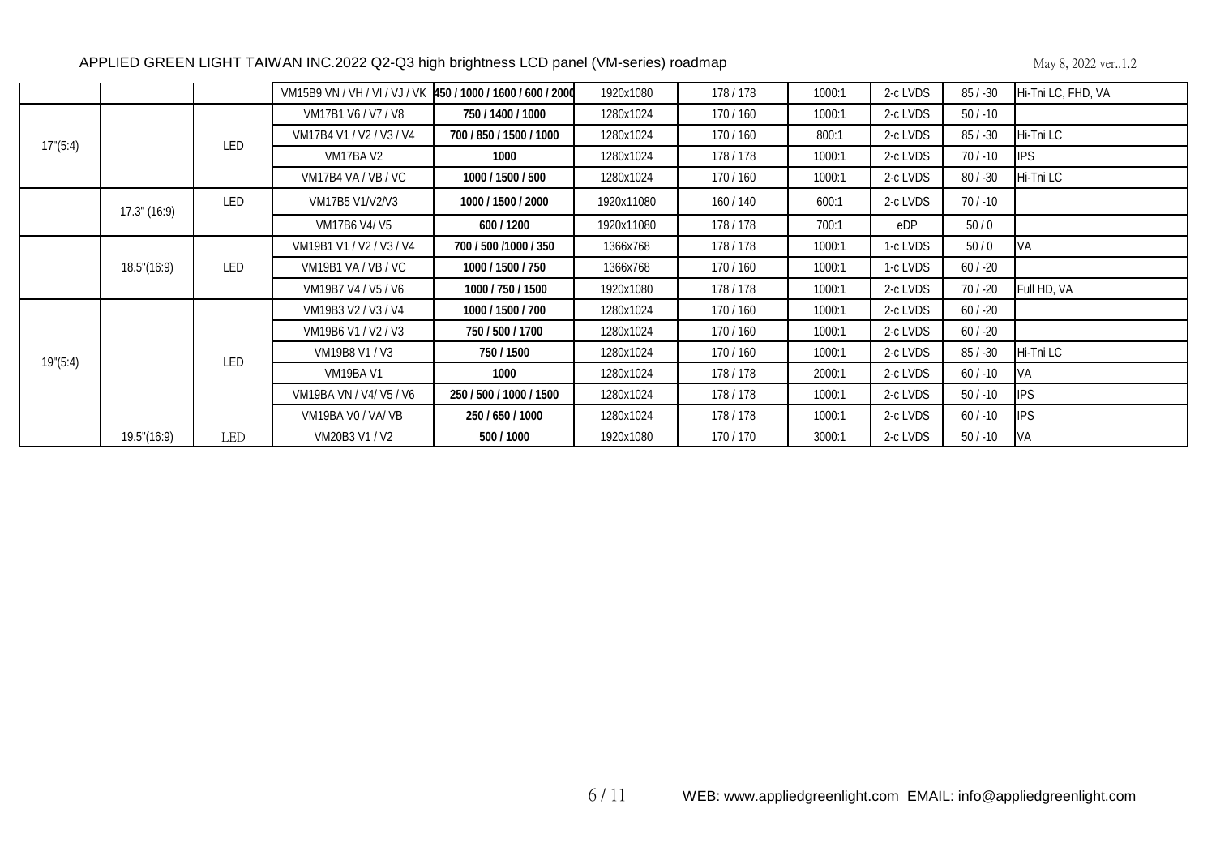APPLIED GREEN LIGHT TAIWAN INC.2022 Q2-Q3 high brightness LCD panel (VM-series) roadmap

May 8, 2022 ver..1.2

| | | | | | | | | | | |
|---|---|---|---|---|---|---|---|---|---|---|
| | | | VM15B9 VN / VH / VI / VJ / VK | **450 / 1000 / 1600 / 600 / 2000** | 1920x1080 | 178 / 178 | 1000:1 | 2-c LVDS | 85 / -30 | Hi-Tni LC, FHD, VA |
| 17"(5:4) | | LED | VM17B1 V6 / V7 / V8 | **750 / 1400 / 1000** | 1280x1024 | 170 / 160 | 1000:1 | 2-c LVDS | 50 / -10 | |
| | | | VM17B4 V1 / V2 / V3 / V4 | **700 / 850 / 1500 / 1000** | 1280x1024 | 170 / 160 | 800:1 | 2-c LVDS | 85 / -30 | Hi-Tni LC |
| | | | VM17BA V2 | **1000** | 1280x1024 | 178 / 178 | 1000:1 | 2-c LVDS | 70 / -10 | IPS |
| | | | VM17B4 VA / VB / VC | **1000 / 1500 / 500** | 1280x1024 | 170 / 160 | 1000:1 | 2-c LVDS | 80 / -30 | Hi-Tni LC |
| | 17.3" (16:9) | LED | VM17B5 V1/V2/V3 | **1000 / 1500 / 2000** | 1920x11080 | 160 / 140 | 600:1 | 2-c LVDS | 70 / -10 | |
| | | | VM17B6 V4/ V5 | **600 / 1200** | 1920x11080 | 178 / 178 | 700:1 | eDP | 50 / 0 | |
| | 18.5"(16:9) | LED | VM19B1 V1 / V2 / V3 / V4 | **700 / 500 /1000 / 350** | 1366x768 | 178 / 178 | 1000:1 | 1-c LVDS | 50 / 0 | VA |
| | | | VM19B1 VA / VB / VC | **1000 / 1500 / 750** | 1366x768 | 170 / 160 | 1000:1 | 1-c LVDS | 60 / -20 | |
| | | | VM19B7 V4 / V5 / V6 | **1000 / 750 / 1500** | 1920x1080 | 178 / 178 | 1000:1 | 2-c LVDS | 70 / -20 | Full HD, VA |
| 19"(5:4) | | LED | VM19B3 V2 / V3 / V4 | **1000 / 1500 / 700** | 1280x1024 | 170 / 160 | 1000:1 | 2-c LVDS | 60 / -20 | |
| | | | VM19B6 V1 / V2 / V3 | **750 / 500 / 1700** | 1280x1024 | 170 / 160 | 1000:1 | 2-c LVDS | 60 / -20 | |
| | | | VM19B8 V1 / V3 | **750 / 1500** | 1280x1024 | 170 / 160 | 1000:1 | 2-c LVDS | 85 / -30 | Hi-Tni LC |
| | | | VM19BA V1 | **1000** | 1280x1024 | 178 / 178 | 2000:1 | 2-c LVDS | 60 / -10 | VA |
| | | | VM19BA VN / V4/ V5 / V6 | **250 / 500 / 1000 / 1500** | 1280x1024 | 178 / 178 | 1000:1 | 2-c LVDS | 50 / -10 | IPS |
| | | | VM19BA V0 / VA/ VB | **250 / 650 / 1000** | 1280x1024 | 178 / 178 | 1000:1 | 2-c LVDS | 60 / -10 | IPS |
| | 19.5"(16:9) | LED | VM20B3 V1 / V2 | **500 / 1000** | 1920x1080 | 170 / 170 | 3000:1 | 2-c LVDS | 50 / -10 | VA |

WEB: www.appliedgreenlight.com EMAIL: info@appliedgreenlight.com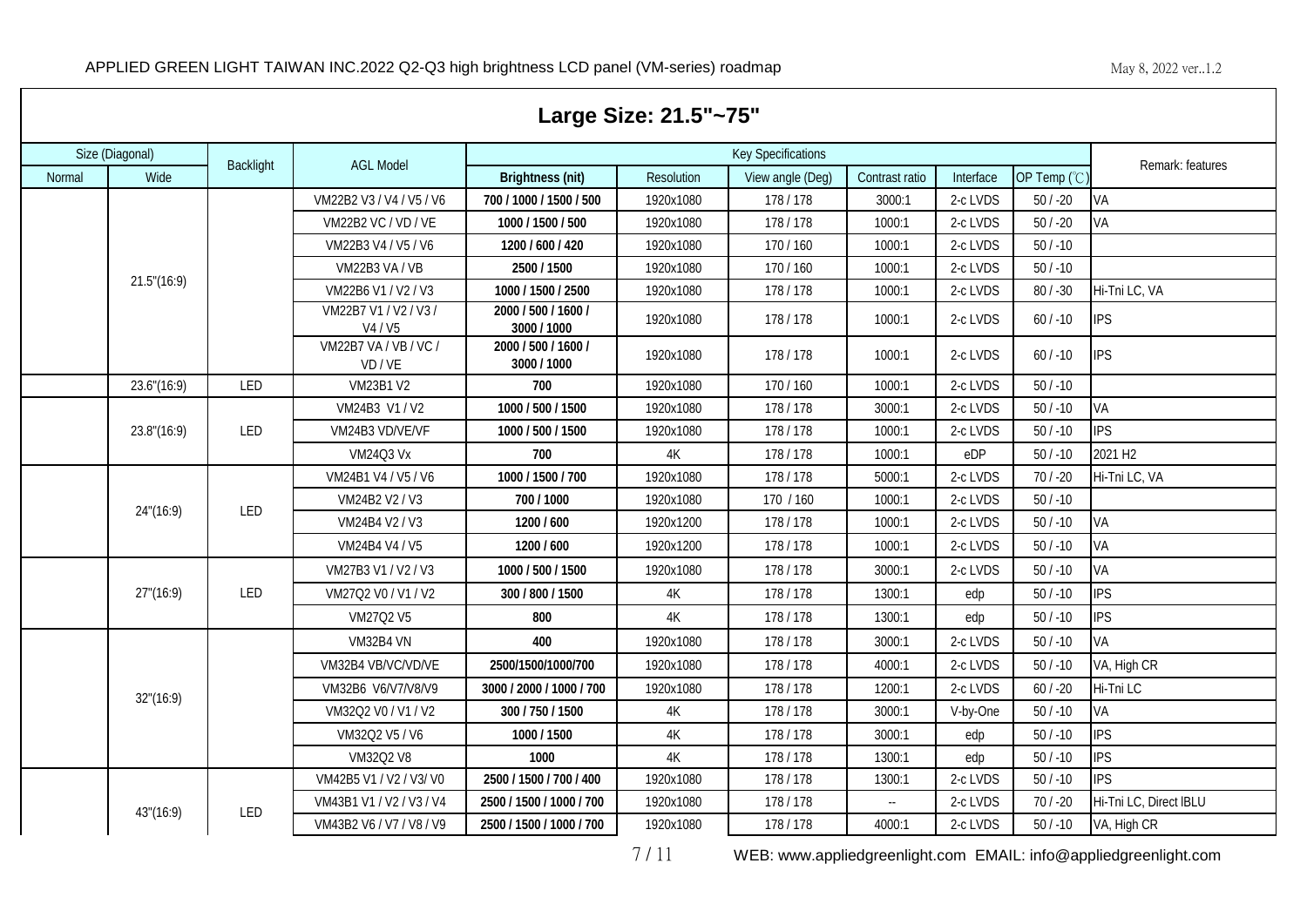APPLIED GREEN LIGHT TAIWAN INC.2022 Q2-Q3 high brightness LCD panel (VM-series) roadmap

May 8, 2022 ver..1.2

## Large Size: 21.5"~75"

| Size (Diagonal) | | Backlight | AGL Model | Key Specifications | | | | | | Remark: features |
|---|---|---|---|---|---|---|---|---|---|---|
| Normal | Wide | | | **Brightness (nit)** | Resolution | View angle (Deg) | Contrast ratio | Interface | OP Temp (℃) | |
| | 21.5"(16:9) | | VM22B2 V3 / V4 / V5 / V6 | **700 / 1000 / 1500 / 500** | 1920x1080 | 178 / 178 | 3000:1 | 2-c LVDS | 50 / -20 | VA |
| | | | VM22B2 VC / VD / VE | **1000 / 1500 / 500** | 1920x1080 | 178 / 178 | 1000:1 | 2-c LVDS | 50 / -20 | VA |
| | | | VM22B3 V4 / V5 / V6 | **1200 / 600 / 420** | 1920x1080 | 170 / 160 | 1000:1 | 2-c LVDS | 50 / -10 | |
| | | | VM22B3 VA / VB | **2500 / 1500** | 1920x1080 | 170 / 160 | 1000:1 | 2-c LVDS | 50 / -10 | |
| | | | VM22B6 V1 / V2 / V3 | **1000 / 1500 / 2500** | 1920x1080 | 178 / 178 | 1000:1 | 2-c LVDS | 80 / -30 | Hi-Tni LC, VA |
| | | | VM22B7 V1 / V2 / V3 / V4 / V5 | **2000 / 500 / 1600 / 3000 / 1000** | 1920x1080 | 178 / 178 | 1000:1 | 2-c LVDS | 60 / -10 | IPS |
| | | | VM22B7 VA / VB / VC / VD / VE | **2000 / 500 / 1600 / 3000 / 1000** | 1920x1080 | 178 / 178 | 1000:1 | 2-c LVDS | 60 / -10 | IPS |
| | 23.6"(16:9) | LED | VM23B1 V2 | **700** | 1920x1080 | 170 / 160 | 1000:1 | 2-c LVDS | 50 / -10 | |
| | 23.8"(16:9) | LED | VM24B3 V1 / V2 | **1000 / 500 / 1500** | 1920x1080 | 178 / 178 | 3000:1 | 2-c LVDS | 50 / -10 | VA |
| | | | VM24B3 VD/VE/VF | **1000 / 500 / 1500** | 1920x1080 | 178 / 178 | 1000:1 | 2-c LVDS | 50 / -10 | IPS |
| | | | VM24Q3 Vx | **700** | 4K | 178 / 178 | 1000:1 | eDP | 50 / -10 | 2021 H2 |
| | 24"(16:9) | LED | VM24B1 V4 / V5 / V6 | **1000 / 1500 / 700** | 1920x1080 | 178 / 178 | 5000:1 | 2-c LVDS | 70 / -20 | Hi-Tni LC, VA |
| | | | VM24B2 V2 / V3 | **700 / 1000** | 1920x1080 | 170 / 160 | 1000:1 | 2-c LVDS | 50 / -10 | |
| | | | VM24B4 V2 / V3 | **1200 / 600** | 1920x1200 | 178 / 178 | 1000:1 | 2-c LVDS | 50 / -10 | VA |
| | | | VM24B4 V4 / V5 | **1200 / 600** | 1920x1200 | 178 / 178 | 1000:1 | 2-c LVDS | 50 / -10 | VA |
| | 27"(16:9) | LED | VM27B3 V1 / V2 / V3 | **1000 / 500 / 1500** | 1920x1080 | 178 / 178 | 3000:1 | 2-c LVDS | 50 / -10 | VA |
| | | | VM27Q2 V0 / V1 / V2 | **300 / 800 / 1500** | 4K | 178 / 178 | 1300:1 | edp | 50 / -10 | IPS |
| | | | VM27Q2 V5 | **800** | 4K | 178 / 178 | 1300:1 | edp | 50 / -10 | IPS |
| | 32"(16:9) | | VM32B4 VN | **400** | 1920x1080 | 178 / 178 | 3000:1 | 2-c LVDS | 50 / -10 | VA |
| | | | VM32B4 VB/VC/VD/VE | **2500/1500/1000/700** | 1920x1080 | 178 / 178 | 4000:1 | 2-c LVDS | 50 / -10 | VA, High CR |
| | | | VM32B6 V6/V7/V8/V9 | **3000 / 2000 / 1000 / 700** | 1920x1080 | 178 / 178 | 1200:1 | 2-c LVDS | 60 / -20 | Hi-Tni LC |
| | | | VM32Q2 V0 / V1 / V2 | **300 / 750 / 1500** | 4K | 178 / 178 | 3000:1 | V-by-One | 50 / -10 | VA |
| | | | VM32Q2 V5 / V6 | **1000 / 1500** | 4K | 178 / 178 | 3000:1 | edp | 50 / -10 | IPS |
| | | | VM32Q2 V8 | **1000** | 4K | 178 / 178 | 1300:1 | edp | 50 / -10 | IPS |
| | 43"(16:9) | LED | VM42B5 V1 / V2 / V3/ V0 | **2500 / 1500 / 700 / 400** | 1920x1080 | 178 / 178 | 1300:1 | 2-c LVDS | 50 / -10 | IPS |
| | | | VM43B1 V1 / V2 / V3 / V4 | **2500 / 1500 / 1000 / 700** | 1920x1080 | 178 / 178 | -- | 2-c LVDS | 70 / -20 | Hi-Tni LC, Direct lBLU |
| | | | VM43B2 V6 / V7 / V8 / V9 | **2500 / 1500 / 1000 / 700** | 1920x1080 | 178 / 178 | 4000:1 | 2-c LVDS | 50 / -10 | VA, High CR |

WEB: www.appliedgreenlight.com EMAIL: info@appliedgreenlight.com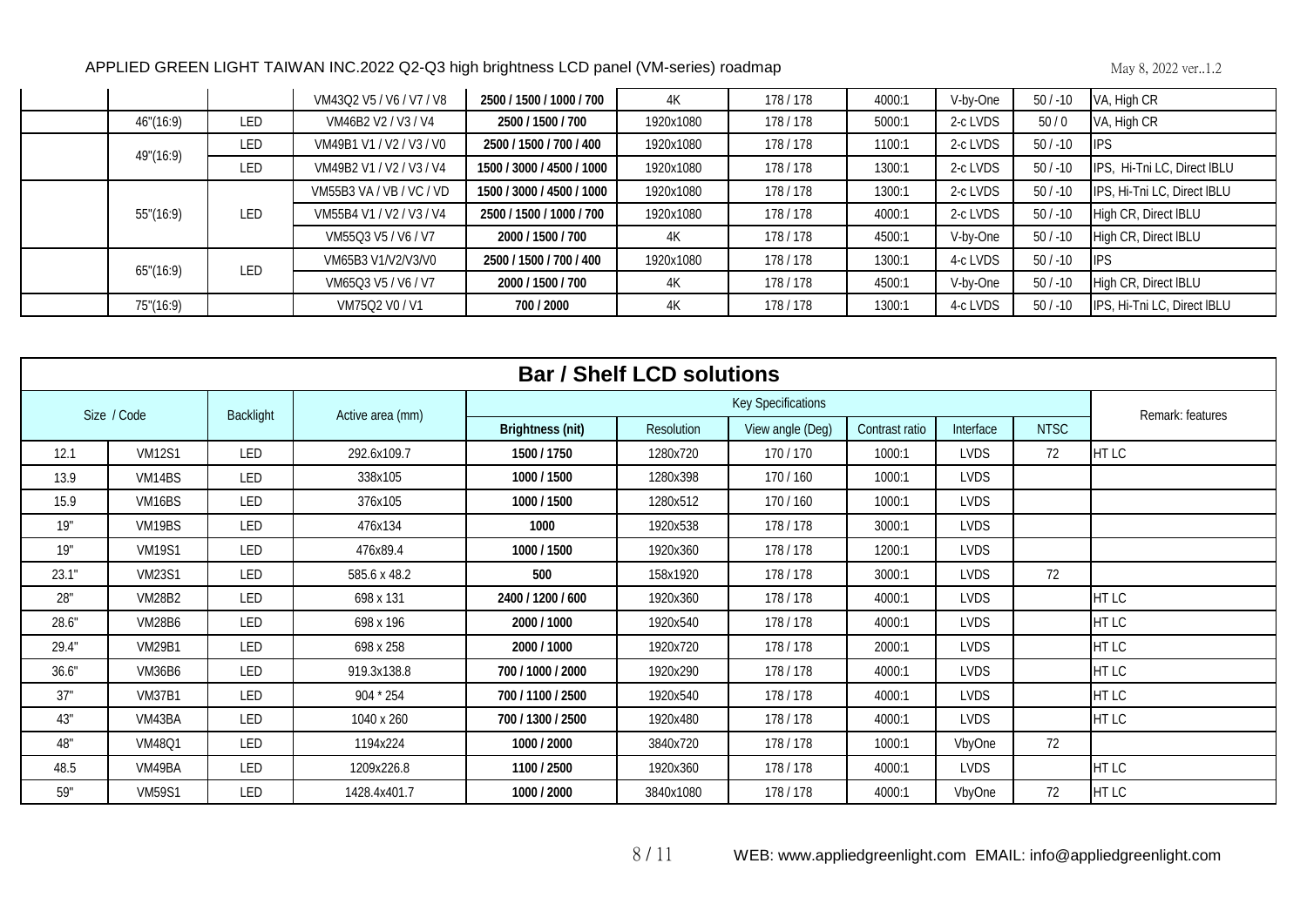| | | | | | | | | | | |
|---|---|---|---|---|---|---|---|---|---|---|
| | | | VM43Q2 V5 / V6 / V7 / V8 | **2500 / 1500 / 1000 / 700** | 4K | 178 / 178 | 4000:1 | V-by-One | 50 / -10 | VA, High CR |
| | 46"(16:9) | LED | VM46B2 V2 / V3 / V4 | **2500 / 1500 / 700** | 1920x1080 | 178 / 178 | 5000:1 | 2-c LVDS | 50 / 0 | VA, High CR |
| | 49"(16:9) | LED | VM49B1 V1 / V2 / V3 / V0 | **2500 / 1500 / 700 / 400** | 1920x1080 | 178 / 178 | 1100:1 | 2-c LVDS | 50 / -10 | IPS |
| | | LED | VM49B2 V1 / V2 / V3 / V4 | **1500 / 3000 / 4500 / 1000** | 1920x1080 | 178 / 178 | 1300:1 | 2-c LVDS | 50 / -10 | IPS, Hi-Tni LC, Direct lBLU |
| | 55"(16:9) | LED | VM55B3 VA / VB / VC / VD | **1500 / 3000 / 4500 / 1000** | 1920x1080 | 178 / 178 | 1300:1 | 2-c LVDS | 50 / -10 | IPS, Hi-Tni LC, Direct lBLU |
| | | | VM55B4 V1 / V2 / V3 / V4 | **2500 / 1500 / 1000 / 700** | 1920x1080 | 178 / 178 | 4000:1 | 2-c LVDS | 50 / -10 | High CR, Direct lBLU |
| | | | VM55Q3 V5 / V6 / V7 | **2000 / 1500 / 700** | 4K | 178 / 178 | 4500:1 | V-by-One | 50 / -10 | High CR, Direct lBLU |
| | 65"(16:9) | LED | VM65B3 V1/V2/V3/V0 | **2500 / 1500 / 700 / 400** | 1920x1080 | 178 / 178 | 1300:1 | 4-c LVDS | 50 / -10 | IPS |
| | | | VM65Q3 V5 / V6 / V7 | **2000 / 1500 / 700** | 4K | 178 / 178 | 4500:1 | V-by-One | 50 / -10 | High CR, Direct lBLU |
| | 75"(16:9) | | VM75Q2 V0 / V1 | **700 / 2000** | 4K | 178 / 178 | 1300:1 | 4-c LVDS | 50 / -10 | IPS, Hi-Tni LC, Direct lBLU |

## Bar / Shelf LCD solutions

| Size / Code | | Backlight | Active area (mm) | Key Specifications | | | | | | Remark: features |
|---|---|---|---|---|---|---|---|---|---|---|
| | | | | **Brightness (nit)** | Resolution | View angle (Deg) | Contrast ratio | Interface | NTSC | |
| 12.1 | VM12S1 | LED | 292.6x109.7 | **1500 / 1750** | 1280x720 | 170 / 170 | 1000:1 | LVDS | 72 | HT LC |
| 13.9 | VM14BS | LED | 338x105 | **1000 / 1500** | 1280x398 | 170 / 160 | 1000:1 | LVDS | | |
| 15.9 | VM16BS | LED | 376x105 | **1000 / 1500** | 1280x512 | 170 / 160 | 1000:1 | LVDS | | |
| 19" | VM19BS | LED | 476x134 | **1000** | 1920x538 | 178 / 178 | 3000:1 | LVDS | | |
| 19" | VM19S1 | LED | 476x89.4 | **1000 / 1500** | 1920x360 | 178 / 178 | 1200:1 | LVDS | | |
| 23.1" | VM23S1 | LED | 585.6 x 48.2 | **500** | 158x1920 | 178 / 178 | 3000:1 | LVDS | 72 | |
| 28" | VM28B2 | LED | 698 x 131 | **2400 / 1200 / 600** | 1920x360 | 178 / 178 | 4000:1 | LVDS | | HT LC |
| 28.6" | VM28B6 | LED | 698 x 196 | **2000 / 1000** | 1920x540 | 178 / 178 | 4000:1 | LVDS | | HT LC |
| 29.4" | VM29B1 | LED | 698 x 258 | **2000 / 1000** | 1920x720 | 178 / 178 | 2000:1 | LVDS | | HT LC |
| 36.6" | VM36B6 | LED | 919.3x138.8 | **700 / 1000 / 2000** | 1920x290 | 178 / 178 | 4000:1 | LVDS | | HT LC |
| 37" | VM37B1 | LED | 904 * 254 | **700 / 1100 / 2500** | 1920x540 | 178 / 178 | 4000:1 | LVDS | | HT LC |
| 43" | VM43BA | LED | 1040 x 260 | **700 / 1300 / 2500** | 1920x480 | 178 / 178 | 4000:1 | LVDS | | HT LC |
| 48" | VM48Q1 | LED | 1194x224 | **1000 / 2000** | 3840x720 | 178 / 178 | 1000:1 | VbyOne | 72 | |
| 48.5 | VM49BA | LED | 1209x226.8 | **1100 / 2500** | 1920x360 | 178 / 178 | 4000:1 | LVDS | | HT LC |
| 59" | VM59S1 | LED | 1428.4x401.7 | **1000 / 2000** | 3840x1080 | 178 / 178 | 4000:1 | VbyOne | 72 | HT LC |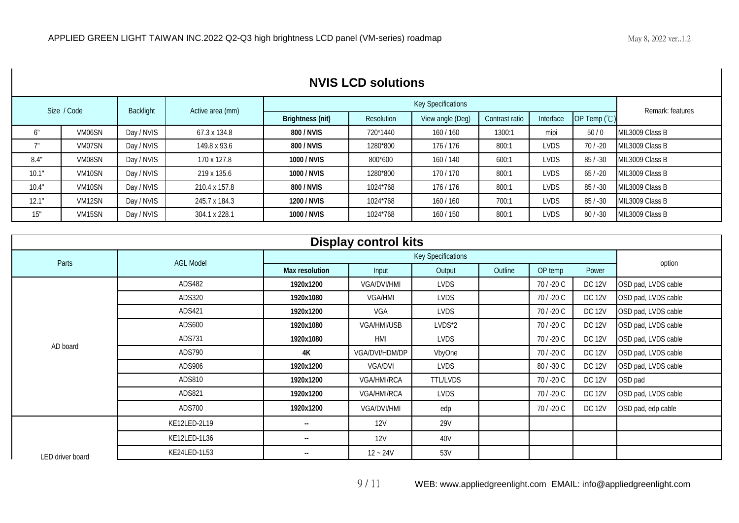## NVIS LCD solutions

| Size / Code | | Backlight | Active area (mm) | Key Specifications | | | | | | Remark: features |
|---|---|---|---|---|---|---|---|---|---|---|
| | | | | **Brightness (nit)** | Resolution | View angle (Deg) | Contrast ratio | Interface | OP Temp (℃) | |
| 6" | VM06SN | Day / NVIS | 67.3 x 134.8 | **800 / NVIS** | 720*1440 | 160 / 160 | 1300:1 | mipi | 50 / 0 | MIL3009 Class B |
| 7" | VM07SN | Day / NVIS | 149.8 x 93.6 | **800 / NVIS** | 1280*800 | 176 / 176 | 800:1 | LVDS | 70 / -20 | MIL3009 Class B |
| 8.4" | VM08SN | Day / NVIS | 170 x 127.8 | **1000 / NVIS** | 800*600 | 160 / 140 | 600:1 | LVDS | 85 / -30 | MIL3009 Class B |
| 10.1" | VM10SN | Day / NVIS | 219 x 135.6 | **1000 / NVIS** | 1280*800 | 170 / 170 | 800:1 | LVDS | 65 / -20 | MIL3009 Class B |
| 10.4" | VM10SN | Day / NVIS | 210.4 x 157.8 | **800 / NVIS** | 1024*768 | 176 / 176 | 800:1 | LVDS | 85 / -30 | MIL3009 Class B |
| 12.1" | VM12SN | Day / NVIS | 245.7 x 184.3 | **1200 / NVIS** | 1024*768 | 160 / 160 | 700:1 | LVDS | 85 / -30 | MIL3009 Class B |
| 15" | VM15SN | Day / NVIS | 304.1 x 228.1 | **1000 / NVIS** | 1024*768 | 160 / 150 | 800:1 | LVDS | 80 / -30 | MIL3009 Class B |

## Display control kits

| Parts | AGL Model | Key Specifications | | | | | | option |
|---|---|---|---|---|---|---|---|---|
| | | **Max resolution** | Input | Output | Outline | OP temp | Power | |
| AD board | ADS482 | **1920x1200** | VGA/DVI/HMI | LVDS | | 70 / -20 C | DC 12V | OSD pad, LVDS cable |
| | ADS320 | **1920x1080** | VGA/HMI | LVDS | | 70 / -20 C | DC 12V | OSD pad, LVDS cable |
| | ADS421 | **1920x1200** | VGA | LVDS | | 70 / -20 C | DC 12V | OSD pad, LVDS cable |
| | ADS600 | **1920x1080** | VGA/HMI/USB | LVDS*2 | | 70 / -20 C | DC 12V | OSD pad, LVDS cable |
| | ADS731 | **1920x1080** | HMI | LVDS | | 70 / -20 C | DC 12V | OSD pad, LVDS cable |
| | ADS790 | **4K** | VGA/DVI/HDM/DP | VbyOne | | 70 / -20 C | DC 12V | OSD pad, LVDS cable |
| | ADS906 | **1920x1200** | VGA/DVI | LVDS | | 80 / -30 C | DC 12V | OSD pad, LVDS cable |
| | ADS810 | **1920x1200** | VGA/HMI/RCA | TTL/LVDS | | 70 / -20 C | DC 12V | OSD pad |
| | ADS821 | **1920x1200** | VGA/HMI/RCA | LVDS | | 70 / -20 C | DC 12V | OSD pad, LVDS cable |
| | ADS700 | **1920x1200** | VGA/DVI/HMI | edp | | 70 / -20 C | DC 12V | OSD pad, edp cable |
| LED driver board | KE12LED-2L19 | **--** | 12V | 29V | | | | |
| | KE12LED-1L36 | **--** | 12V | 40V | | | | |
| | KE24LED-1L53 | **--** | 12 ~ 24V | 53V | | | | |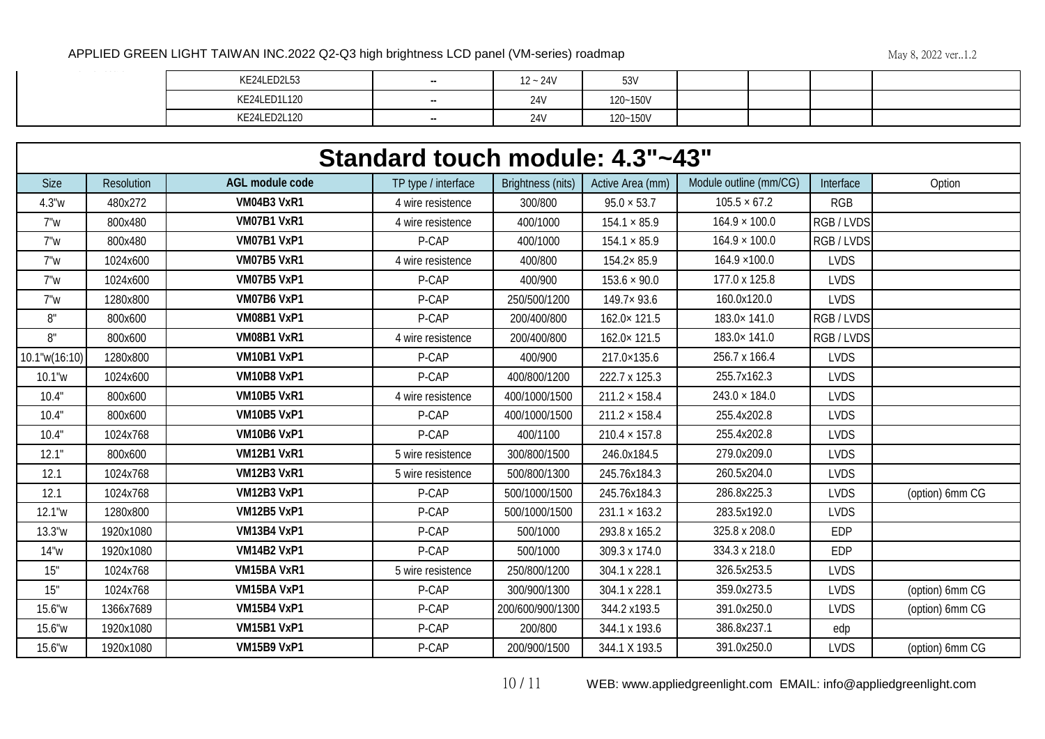| | KE24LED2L53 | -- | 12 ~ 24V | 53V | | | | |
|---|---|---|---|---|---|---|---|---|
| | KE24LED1L120 | -- | 24V | 120~150V | | | | |
| | KE24LED2L120 | -- | 24V | 120~150V | | | | |

## Standard touch module: 4.3"~43"

| Size | Resolution | AGL module code | TP type / interface | Brightness (nits) | Active Area (mm) | Module outline (mm/CG) | Interface | Option |
|---|---|---|---|---|---|---|---|---|
| 4.3"w | 480x272 | **VM04B3 VxR1** | 4 wire resistence | 300/800 | 95.0 × 53.7 | 105.5 × 67.2 | RGB | |
| 7"w | 800x480 | **VM07B1 VxR1** | 4 wire resistence | 400/1000 | 154.1 × 85.9 | 164.9 × 100.0 | RGB / LVDS | |
| 7"w | 800x480 | **VM07B1 VxP1** | P-CAP | 400/1000 | 154.1 × 85.9 | 164.9 × 100.0 | RGB / LVDS | |
| 7"w | 1024x600 | **VM07B5 VxR1** | 4 wire resistence | 400/800 | 154.2× 85.9 | 164.9 ×100.0 | LVDS | |
| 7"w | 1024x600 | **VM07B5 VxP1** | P-CAP | 400/900 | 153.6 × 90.0 | 177.0 x 125.8 | LVDS | |
| 7"w | 1280x800 | **VM07B6 VxP1** | P-CAP | 250/500/1200 | 149.7× 93.6 | 160.0x120.0 | LVDS | |
| 8" | 800x600 | **VM08B1 VxP1** | P-CAP | 200/400/800 | 162.0× 121.5 | 183.0× 141.0 | RGB / LVDS | |
| 8" | 800x600 | **VM08B1 VxR1** | 4 wire resistence | 200/400/800 | 162.0× 121.5 | 183.0× 141.0 | RGB / LVDS | |
| 10.1"w(16:10) | 1280x800 | **VM10B1 VxP1** | P-CAP | 400/900 | 217.0×135.6 | 256.7 x 166.4 | LVDS | |
| 10.1"w | 1024x600 | **VM10B8 VxP1** | P-CAP | 400/800/1200 | 222.7 x 125.3 | 255.7x162.3 | LVDS | |
| 10.4" | 800x600 | **VM10B5 VxR1** | 4 wire resistence | 400/1000/1500 | 211.2 × 158.4 | 243.0 × 184.0 | LVDS | |
| 10.4" | 800x600 | **VM10B5 VxP1** | P-CAP | 400/1000/1500 | 211.2 × 158.4 | 255.4x202.8 | LVDS | |
| 10.4" | 1024x768 | **VM10B6 VxP1** | P-CAP | 400/1100 | 210.4 × 157.8 | 255.4x202.8 | LVDS | |
| 12.1" | 800x600 | **VM12B1 VxR1** | 5 wire resistence | 300/800/1500 | 246.0x184.5 | 279.0x209.0 | LVDS | |
| 12.1 | 1024x768 | **VM12B3 VxR1** | 5 wire resistence | 500/800/1300 | 245.76x184.3 | 260.5x204.0 | LVDS | |
| 12.1 | 1024x768 | **VM12B3 VxP1** | P-CAP | 500/1000/1500 | 245.76x184.3 | 286.8x225.3 | LVDS | (option) 6mm CG |
| 12.1"w | 1280x800 | **VM12B5 VxP1** | P-CAP | 500/1000/1500 | 231.1 × 163.2 | 283.5x192.0 | LVDS | |
| 13.3"w | 1920x1080 | **VM13B4 VxP1** | P-CAP | 500/1000 | 293.8 x 165.2 | 325.8 x 208.0 | EDP | |
| 14"w | 1920x1080 | **VM14B2 VxP1** | P-CAP | 500/1000 | 309.3 x 174.0 | 334.3 x 218.0 | EDP | |
| 15" | 1024x768 | **VM15BA VxR1** | 5 wire resistence | 250/800/1200 | 304.1 x 228.1 | 326.5x253.5 | LVDS | |
| 15" | 1024x768 | **VM15BA VxP1** | P-CAP | 300/900/1300 | 304.1 x 228.1 | 359.0x273.5 | LVDS | (option) 6mm CG |
| 15.6"w | 1366x7689 | **VM15B4 VxP1** | P-CAP | 200/600/900/1300 | 344.2 x193.5 | 391.0x250.0 | LVDS | (option) 6mm CG |
| 15.6"w | 1920x1080 | **VM15B1 VxP1** | P-CAP | 200/800 | 344.1 x 193.6 | 386.8x237.1 | edp | |
| 15.6"w | 1920x1080 | **VM15B9 VxP1** | P-CAP | 200/900/1500 | 344.1 X 193.5 | 391.0x250.0 | LVDS | (option) 6mm CG |

WEB: www.appliedgreenlight.com EMAIL: info@appliedgreenlight.com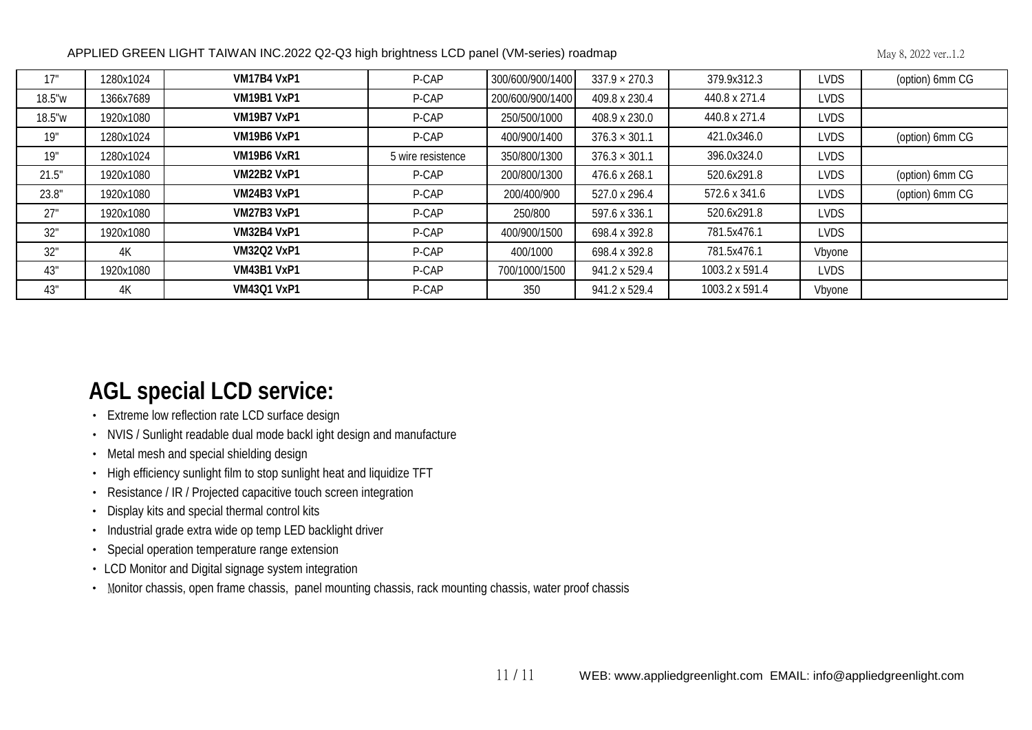APPLIED GREEN LIGHT TAIWAN INC.2022 Q2-Q3 high brightness LCD panel (VM-series) roadmap

May 8, 2022 ver..1.2

| | | | | | | | | |
|---|---|---|---|---|---|---|---|---|
| 17" | 1280x1024 | **VM17B4 VxP1** | P-CAP | 300/600/900/1400 | 337.9 × 270.3 | 379.9x312.3 | LVDS | (option) 6mm CG |
| 18.5"w | 1366x7689 | **VM19B1 VxP1** | P-CAP | 200/600/900/1400 | 409.8 x 230.4 | 440.8 x 271.4 | LVDS | |
| 18.5"w | 1920x1080 | **VM19B7 VxP1** | P-CAP | 250/500/1000 | 408.9 x 230.0 | 440.8 x 271.4 | LVDS | |
| 19" | 1280x1024 | **VM19B6 VxP1** | P-CAP | 400/900/1400 | 376.3 × 301.1 | 421.0x346.0 | LVDS | (option) 6mm CG |
| 19" | 1280x1024 | **VM19B6 VxR1** | 5 wire resistence | 350/800/1300 | 376.3 × 301.1 | 396.0x324.0 | LVDS | |
| 21.5" | 1920x1080 | **VM22B2 VxP1** | P-CAP | 200/800/1300 | 476.6 x 268.1 | 520.6x291.8 | LVDS | (option) 6mm CG |
| 23.8" | 1920x1080 | **VM24B3 VxP1** | P-CAP | 200/400/900 | 527.0 x 296.4 | 572.6 x 341.6 | LVDS | (option) 6mm CG |
| 27" | 1920x1080 | **VM27B3 VxP1** | P-CAP | 250/800 | 597.6 x 336.1 | 520.6x291.8 | LVDS | |
| 32" | 1920x1080 | **VM32B4 VxP1** | P-CAP | 400/900/1500 | 698.4 x 392.8 | 781.5x476.1 | LVDS | |
| 32" | 4K | **VM32Q2 VxP1** | P-CAP | 400/1000 | 698.4 x 392.8 | 781.5x476.1 | Vbyone | |
| 43" | 1920x1080 | **VM43B1 VxP1** | P-CAP | 700/1000/1500 | 941.2 x 529.4 | 1003.2 x 591.4 | LVDS | |
| 43" | 4K | **VM43Q1 VxP1** | P-CAP | 350 | 941.2 x 529.4 | 1003.2 x 591.4 | Vbyone | |

## AGL special LCD service:

- Extreme low reflection rate LCD surface design
- NVIS / Sunlight readable dual mode backl ight design and manufacture
- Metal mesh and special shielding design
- High efficiency sunlight film to stop sunlight heat and liquidize TFT
- Resistance / IR / Projected capacitive touch screen integration
- Display kits and special thermal control kits
- Industrial grade extra wide op temp LED backlight driver
- Special operation temperature range extension
- LCD Monitor and Digital signage system integration
- Monitor chassis, open frame chassis, panel mounting chassis, rack mounting chassis, water proof chassis

WEB: www.appliedgreenlight.com EMAIL: info@appliedgreenlight.com